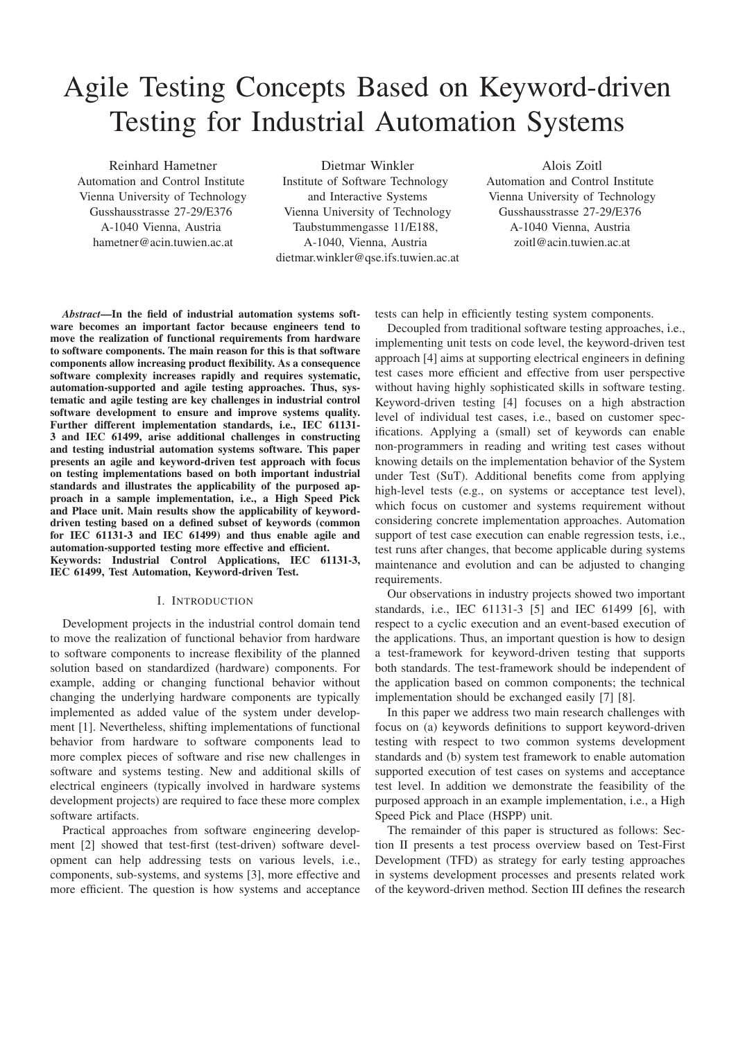# Agile Testing Concepts Based on Keyword-driven Testing for Industrial Automation Systems

Reinhard Hametner
Automation and Control Institute
Vienna University of Technology
Gusshausstrasse 27-29/E376
A-1040 Vienna, Austria
hametner@acin.tuwien.ac.at

Dietmar Winkler
Institute of Software Technology
and Interactive Systems
Vienna University of Technology
Taubstummengasse 11/E188,
A-1040, Vienna, Austria
dietmar.winkler@qse.ifs.tuwien.ac.at

Alois Zoitl
Automation and Control Institute
Vienna University of Technology
Gusshausstrasse 27-29/E376
A-1040 Vienna, Austria
zoitl@acin.tuwien.ac.at

***Abstract*—In the field of industrial automation systems software becomes an important factor because engineers tend to move the realization of functional requirements from hardware to software components. The main reason for this is that software components allow increasing product flexibility. As a consequence software complexity increases rapidly and requires systematic, automation-supported and agile testing approaches. Thus, systematic and agile testing are key challenges in industrial control software development to ensure and improve systems quality. Further different implementation standards, i.e., IEC 61131-3 and IEC 61499, arise additional challenges in constructing and testing industrial automation systems software. This paper presents an agile and keyword-driven test approach with focus on testing implementations based on both important industrial standards and illustrates the applicability of the purposed approach in a sample implementation, i.e., a High Speed Pick and Place unit. Main results show the applicability of keyword-driven testing based on a defined subset of keywords (common for IEC 61131-3 and IEC 61499) and thus enable agile and automation-supported testing more effective and efficient.**

**Keywords: Industrial Control Applications, IEC 61131-3, IEC 61499, Test Automation, Keyword-driven Test.**

## I. Introduction

Development projects in the industrial control domain tend to move the realization of functional behavior from hardware to software components to increase flexibility of the planned solution based on standardized (hardware) components. For example, adding or changing functional behavior without changing the underlying hardware components are typically implemented as added value of the system under development [1]. Nevertheless, shifting implementations of functional behavior from hardware to software components lead to more complex pieces of software and rise new challenges in software and systems testing. New and additional skills of electrical engineers (typically involved in hardware systems development projects) are required to face these more complex software artifacts.

Practical approaches from software engineering development [2] showed that test-first (test-driven) software development can help addressing tests on various levels, i.e., components, sub-systems, and systems [3], more effective and more efficient. The question is how systems and acceptance tests can help in efficiently testing system components.

Decoupled from traditional software testing approaches, i.e., implementing unit tests on code level, the keyword-driven test approach [4] aims at supporting electrical engineers in defining test cases more efficient and effective from user perspective without having highly sophisticated skills in software testing. Keyword-driven testing [4] focuses on a high abstraction level of individual test cases, i.e., based on customer specifications. Applying a (small) set of keywords can enable non-programmers in reading and writing test cases without knowing details on the implementation behavior of the System under Test (SuT). Additional benefits come from applying high-level tests (e.g., on systems or acceptance test level), which focus on customer and systems requirement without considering concrete implementation approaches. Automation support of test case execution can enable regression tests, i.e., test runs after changes, that become applicable during systems maintenance and evolution and can be adjusted to changing requirements.

Our observations in industry projects showed two important standards, i.e., IEC 61131-3 [5] and IEC 61499 [6], with respect to a cyclic execution and an event-based execution of the applications. Thus, an important question is how to design a test-framework for keyword-driven testing that supports both standards. The test-framework should be independent of the application based on common components; the technical implementation should be exchanged easily [7] [8].

In this paper we address two main research challenges with focus on (a) keywords definitions to support keyword-driven testing with respect to two common systems development standards and (b) system test framework to enable automation supported execution of test cases on systems and acceptance test level. In addition we demonstrate the feasibility of the purposed approach in an example implementation, i.e., a High Speed Pick and Place (HSPP) unit.

The remainder of this paper is structured as follows: Section II presents a test process overview based on Test-First Development (TFD) as strategy for early testing approaches in systems development processes and presents related work of the keyword-driven method. Section III defines the research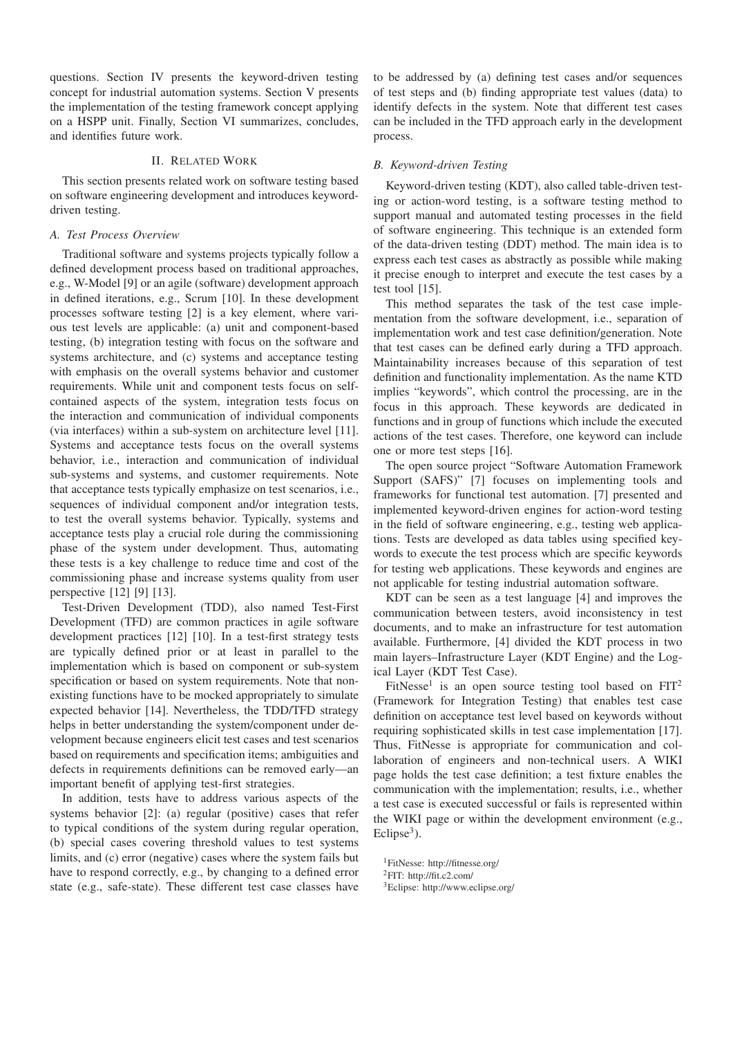questions. Section IV presents the keyword-driven testing concept for industrial automation systems. Section V presents the implementation of the testing framework concept applying on a HSPP unit. Finally, Section VI summarizes, concludes, and identifies future work.

## II. Related Work

This section presents related work on software testing based on software engineering development and introduces keyword-driven testing.

### A. Test Process Overview

Traditional software and systems projects typically follow a defined development process based on traditional approaches, e.g., W-Model [9] or an agile (software) development approach in defined iterations, e.g., Scrum [10]. In these development processes software testing [2] is a key element, where various test levels are applicable: (a) unit and component-based testing, (b) integration testing with focus on the software and systems architecture, and (c) systems and acceptance testing with emphasis on the overall systems behavior and customer requirements. While unit and component tests focus on self-contained aspects of the system, integration tests focus on the interaction and communication of individual components (via interfaces) within a sub-system on architecture level [11]. Systems and acceptance tests focus on the overall systems behavior, i.e., interaction and communication of individual sub-systems and systems, and customer requirements. Note that acceptance tests typically emphasize on test scenarios, i.e., sequences of individual component and/or integration tests, to test the overall systems behavior. Typically, systems and acceptance tests play a crucial role during the commissioning phase of the system under development. Thus, automating these tests is a key challenge to reduce time and cost of the commissioning phase and increase systems quality from user perspective [12] [9] [13].

Test-Driven Development (TDD), also named Test-First Development (TFD) are common practices in agile software development practices [12] [10]. In a test-first strategy tests are typically defined prior or at least in parallel to the implementation which is based on component or sub-system specification or based on system requirements. Note that non-existing functions have to be mocked appropriately to simulate expected behavior [14]. Nevertheless, the TDD/TFD strategy helps in better understanding the system/component under development because engineers elicit test cases and test scenarios based on requirements and specification items; ambiguities and defects in requirements definitions can be removed early—an important benefit of applying test-first strategies.

In addition, tests have to address various aspects of the systems behavior [2]: (a) regular (positive) cases that refer to typical conditions of the system during regular operation, (b) special cases covering threshold values to test systems limits, and (c) error (negative) cases where the system fails but have to respond correctly, e.g., by changing to a defined error state (e.g., safe-state). These different test case classes have to be addressed by (a) defining test cases and/or sequences of test steps and (b) finding appropriate test values (data) to identify defects in the system. Note that different test cases can be included in the TFD approach early in the development process.

### B. Keyword-driven Testing

Keyword-driven testing (KDT), also called table-driven testing or action-word testing, is a software testing method to support manual and automated testing processes in the field of software engineering. This technique is an extended form of the data-driven testing (DDT) method. The main idea is to express each test cases as abstractly as possible while making it precise enough to interpret and execute the test cases by a test tool [15].

This method separates the task of the test case implementation from the software development, i.e., separation of implementation work and test case definition/generation. Note that test cases can be defined early during a TFD approach. Maintainability increases because of this separation of test definition and functionality implementation. As the name KTD implies "keywords", which control the processing, are in the focus in this approach. These keywords are dedicated in functions and in group of functions which include the executed actions of the test cases. Therefore, one keyword can include one or more test steps [16].

The open source project "Software Automation Framework Support (SAFS)" [7] focuses on implementing tools and frameworks for functional test automation. [7] presented and implemented keyword-driven engines for action-word testing in the field of software engineering, e.g., testing web applications. Tests are developed as data tables using specified keywords to execute the test process which are specific keywords for testing web applications. These keywords and engines are not applicable for testing industrial automation software.

KDT can be seen as a test language [4] and improves the communication between testers, avoid inconsistency in test documents, and to make an infrastructure for test automation available. Furthermore, [4] divided the KDT process in two main layers–Infrastructure Layer (KDT Engine) and the Logical Layer (KDT Test Case).

FitNesse[1] is an open source testing tool based on FIT[2] (Framework for Integration Testing) that enables test case definition on acceptance test level based on keywords without requiring sophisticated skills in test case implementation [17]. Thus, FitNesse is appropriate for communication and collaboration of engineers and non-technical users. A WIKI page holds the test case definition; a test fixture enables the communication with the implementation; results, i.e., whether a test case is executed successful or fails is represented within the WIKI page or within the development environment (e.g., Eclipse[3]).

[1] FitNesse: http://fitnesse.org/

[2] FIT: http://fit.c2.com/

[3] Eclipse: http://www.eclipse.org/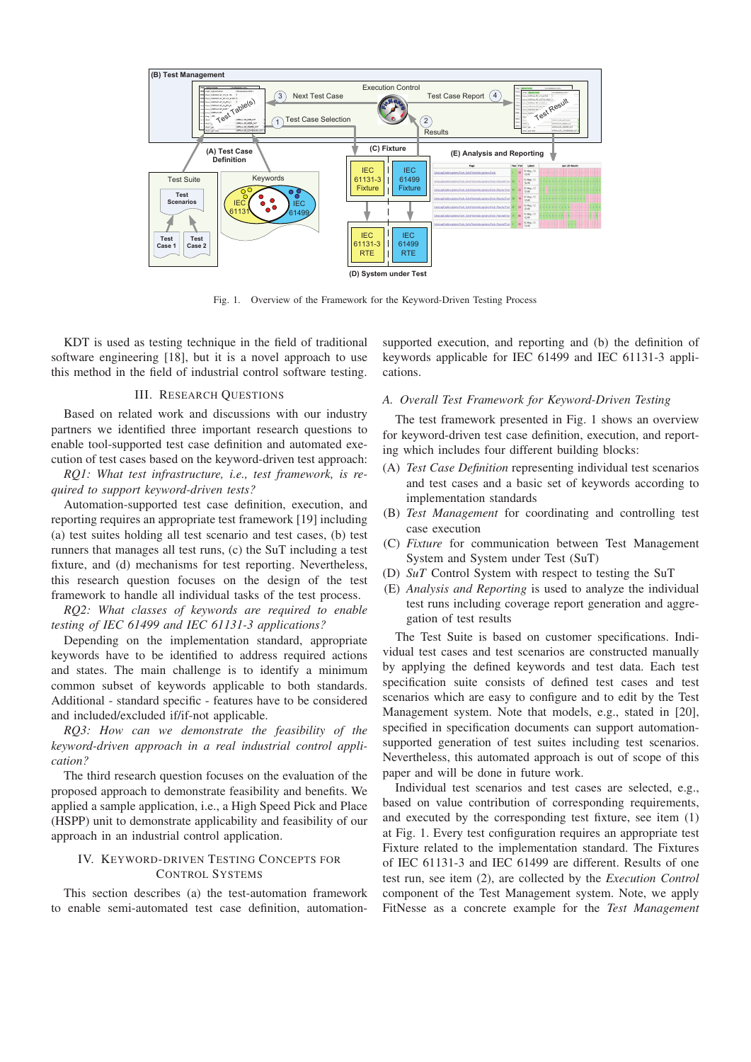Fig. 1. Overview of the Framework for the Keyword-Driven Testing Process

KDT is used as testing technique in the field of traditional software engineering [18], but it is a novel approach to use this method in the field of industrial control software testing.

## III. Research Questions

Based on related work and discussions with our industry partners we identified three important research questions to enable tool-supported test case definition and automated execution of test cases based on the keyword-driven test approach:

*RQ1: What test infrastructure, i.e., test framework, is required to support keyword-driven tests?*

Automation-supported test case definition, execution, and reporting requires an appropriate test framework [19] including (a) test suites holding all test scenario and test cases, (b) test runners that manages all test runs, (c) the SuT including a test fixture, and (d) mechanisms for test reporting. Nevertheless, this research question focuses on the design of the test framework to handle all individual tasks of the test process.

*RQ2: What classes of keywords are required to enable testing of IEC 61499 and IEC 61131-3 applications?*

Depending on the implementation standard, appropriate keywords have to be identified to address required actions and states. The main challenge is to identify a minimum common subset of keywords applicable to both standards. Additional - standard specific - features have to be considered and included/excluded if/if-not applicable.

*RQ3: How can we demonstrate the feasibility of the keyword-driven approach in a real industrial control application?*

The third research question focuses on the evaluation of the proposed approach to demonstrate feasibility and benefits. We applied a sample application, i.e., a High Speed Pick and Place (HSPP) unit to demonstrate applicability and feasibility of our approach in an industrial control application.

## IV. Keyword-Driven Testing Concepts for Control Systems

This section describes (a) the test-automation framework to enable semi-automated test case definition, automation-supported execution, and reporting and (b) the definition of keywords applicable for IEC 61499 and IEC 61131-3 applications.

### A. Overall Test Framework for Keyword-Driven Testing

The test framework presented in Fig. 1 shows an overview for keyword-driven test case definition, execution, and reporting which includes four different building blocks:

- (A) *Test Case Definition* representing individual test scenarios and test cases and a basic set of keywords according to implementation standards
- (B) *Test Management* for coordinating and controlling test case execution
- (C) *Fixture* for communication between Test Management System and System under Test (SuT)
- (D) *SuT* Control System with respect to testing the SuT
- (E) *Analysis and Reporting* is used to analyze the individual test runs including coverage report generation and aggregation of test results

The Test Suite is based on customer specifications. Individual test cases and test scenarios are constructed manually by applying the defined keywords and test data. Each test specification suite consists of defined test cases and test scenarios which are easy to configure and to edit by the Test Management system. Note that models, e.g., stated in [20], specified in specification documents can support automation-supported generation of test suites including test scenarios. Nevertheless, this automated approach is out of scope of this paper and will be done in future work.

Individual test scenarios and test cases are selected, e.g., based on value contribution of corresponding requirements, and executed by the corresponding test fixture, see item (1) at Fig. 1. Every test configuration requires an appropriate test Fixture related to the implementation standard. The Fixtures of IEC 61131-3 and IEC 61499 are different. Results of one test run, see item (2), are collected by the *Execution Control* component of the Test Management system. Note, we apply FitNesse as a concrete example for the *Test Management*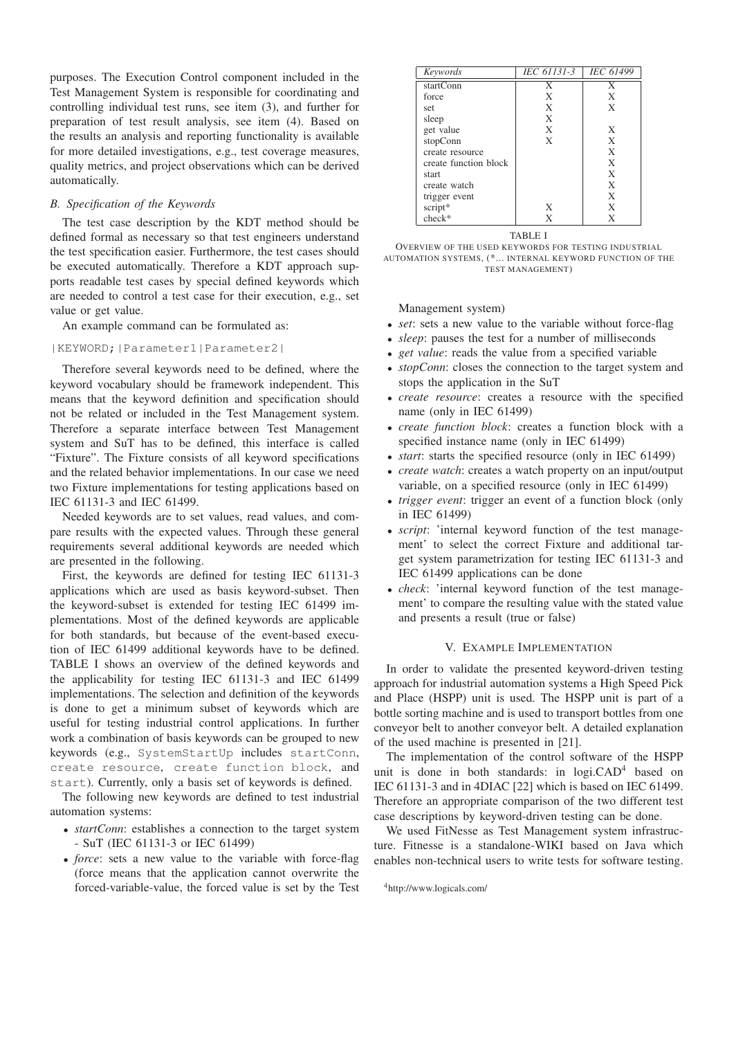purposes. The Execution Control component included in the Test Management System is responsible for coordinating and controlling individual test runs, see item (3), and further for preparation of test result analysis, see item (4). Based on the results an analysis and reporting functionality is available for more detailed investigations, e.g., test coverage measures, quality metrics, and project observations which can be derived automatically.

### B. Specification of the Keywords

The test case description by the KDT method should be defined formal as necessary so that test engineers understand the test specification easier. Furthermore, the test cases should be executed automatically. Therefore a KDT approach supports readable test cases by special defined keywords which are needed to control a test case for their execution, e.g., set value or get value.

An example command can be formulated as:

```
|KEYWORD;|Parameter1|Parameter2|
```

Therefore several keywords need to be defined, where the keyword vocabulary should be framework independent. This means that the keyword definition and specification should not be related or included in the Test Management system. Therefore a separate interface between Test Management system and SuT has to be defined, this interface is called "Fixture". The Fixture consists of all keyword specifications and the related behavior implementations. In our case we need two Fixture implementations for testing applications based on IEC 61131-3 and IEC 61499.

Needed keywords are to set values, read values, and compare results with the expected values. Through these general requirements several additional keywords are needed which are presented in the following.

First, the keywords are defined for testing IEC 61131-3 applications which are used as basis keyword-subset. Then the keyword-subset is extended for testing IEC 61499 implementations. Most of the defined keywords are applicable for both standards, but because of the event-based execution of IEC 61499 additional keywords have to be defined. TABLE I shows an overview of the defined keywords and the applicability for testing IEC 61131-3 and IEC 61499 implementations. The selection and definition of the keywords is done to get a minimum subset of keywords which are useful for testing industrial control applications. In further work a combination of basis keywords can be grouped to new keywords (e.g., `SystemStartUp` includes `startConn`, `create resource`, `create function block`, and `start`). Currently, only a basis set of keywords is defined.

The following new keywords are defined to test industrial automation systems:

- *startConn*: establishes a connection to the target system - SuT (IEC 61131-3 or IEC 61499)
- *force*: sets a new value to the variable with force-flag (force means that the application cannot overwrite the forced-variable-value, the forced value is set by the Test Management system)
- *set*: sets a new value to the variable without force-flag
- *sleep*: pauses the test for a number of milliseconds
- *get value*: reads the value from a specified variable
- *stopConn*: closes the connection to the target system and stops the application in the SuT
- *create resource*: creates a resource with the specified name (only in IEC 61499)
- *create function block*: creates a function block with a specified instance name (only in IEC 61499)
- *start*: starts the specified resource (only in IEC 61499)
- *create watch*: creates a watch property on an input/output variable, on a specified resource (only in IEC 61499)
- *trigger event*: trigger an event of a function block (only in IEC 61499)
- *script*: 'internal keyword function of the test management' to select the correct Fixture and additional target system parametrization for testing IEC 61131-3 and IEC 61499 applications can be done
- *check*: 'internal keyword function of the test management' to compare the resulting value with the stated value and presents a result (true or false)

| *Keywords* | *IEC 61131-3* | *IEC 61499* |
|---|---|---|
| startConn | X | X |
| force | X | X |
| set | X | X |
| sleep | X | |
| get value | X | X |
| stopConn | X | X |
| create resource | | X |
| create function block | | X |
| start | | X |
| create watch | | X |
| trigger event | | X |
| script* | X | X |
| check* | X | X |

TABLE I
OVERVIEW OF THE USED KEYWORDS FOR TESTING INDUSTRIAL AUTOMATION SYSTEMS, (*... INTERNAL KEYWORD FUNCTION OF THE TEST MANAGEMENT)

## V. Example Implementation

In order to validate the presented keyword-driven testing approach for industrial automation systems a High Speed Pick and Place (HSPP) unit is used. The HSPP unit is part of a bottle sorting machine and is used to transport bottles from one conveyor belt to another conveyor belt. A detailed explanation of the used machine is presented in [21].

The implementation of the control software of the HSPP unit is done in both standards: in logi.CAD[4] based on IEC 61131-3 and in 4DIAC [22] which is based on IEC 61499. Therefore an appropriate comparison of the two different test case descriptions by keyword-driven testing can be done.

We used FitNesse as Test Management system infrastructure. Fitnesse is a standalone-WIKI based on Java which enables non-technical users to write tests for software testing.

[4]http://www.logicals.com/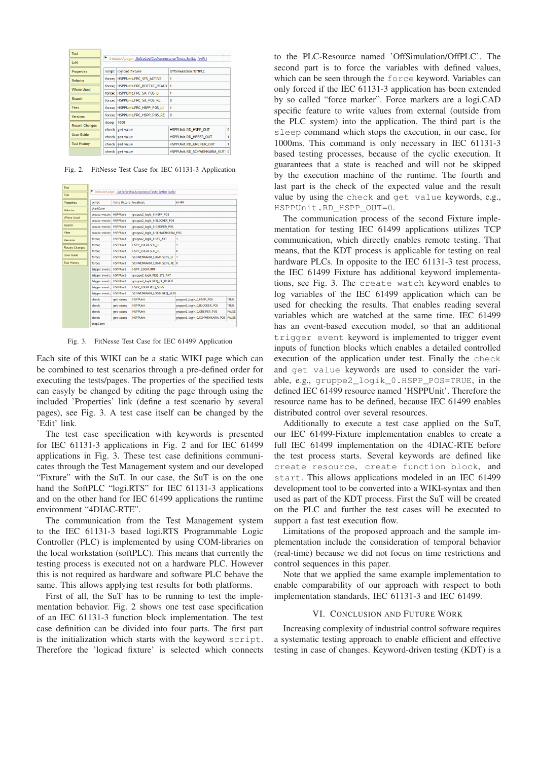Fig. 2. FitNesse Test Case for IEC 61131-3 Application

Fig. 3. FitNesse Test Case for IEC 61499 Application

Each site of this WIKI can be a static WIKI page which can be combined to test scenarios through a pre-defined order for executing the tests/pages. The properties of the specified tests can easyly be changed by editing the page through using the included 'Properties' link (define a test scenario by several pages), see Fig. 3. A test case itself can be changed by the 'Edit' link.

The test case specification with keywords is presented for IEC 61131-3 applications in Fig. 2 and for IEC 61499 applications in Fig. 3. These test case definitions communicates through the Test Management system and our developed "Fixture" with the SuT. In our case, the SuT is on the one hand the SoftPLC "logi.RTS" for IEC 61131-3 applications and on the other hand for IEC 61499 applications the runtime environment "4DIAC-RTE".

The communication from the Test Management system to the IEC 61131-3 based logi.RTS Programmable Logic Controller (PLC) is implemented by using COM-libraries on the local workstation (softPLC). This means that currently the testing process is executed not on a hardware PLC. However this is not required as hardware and software PLC behave the same. This allows applying test results for both platforms.

First of all, the SuT has to be running to test the implementation behavior. Fig. 2 shows one test case specification of an IEC 61131-3 function block implementation. The test case definition can be divided into four parts. The first part is the initialization which starts with the keyword `script`. Therefore the 'logicad fixture' is selected which connects to the PLC-Resource named 'OffSimulation/OffPLC'. The second part is to force the variables with defined values, which can be seen through the `force` keyword. Variables can only forced if the IEC 61131-3 application has been extended by so called "force marker". Force markers are a logi.CAD specific feature to write values from external (outside from the PLC system) into the application. The third part is the `sleep` command which stops the execution, in our case, for 1000ms. This command is only necessary in IEC 61131-3 based testing processes, because of the cyclic execution. It guarantees that a state is reached and will not be skipped by the execution machine of the runtime. The fourth and last part is the check of the expected value and the result value by using the `check` and `get value` keywords, e.g., `HSPPUnit.RD_HSPP_OUT=0`.

The communication process of the second Fixture implementation for testing IEC 61499 applications utilizes TCP communication, which directly enables remote testing. That means, that the KDT process is applicable for testing on real hardware PLCs. In opposite to the IEC 61131-3 test process, the IEC 61499 Fixture has additional keyword implementations, see Fig. 3. The `create watch` keyword enables to log variables of the IEC 61499 application which can be used for checking the results. That enables reading several variables which are watched at the same time. IEC 61499 has an event-based execution model, so that an additional `trigger event` keyword is implemented to trigger event inputs of function blocks which enables a detailed controlled execution of the application under test. Finally the `check` and `get value` keywords are used to consider the variable, e.g., `gruppe2_logik_0.HSPP_POS=TRUE`, in the defined IEC 61499 resource named 'HSPPUnit'. Therefore the resource name has to be defined, because IEC 61499 enables distributed control over several resources.

Additionally to execute a test case applied on the SuT, our IEC 61499-Fixture implementation enables to create a full IEC 61499 implementation on the 4DIAC-RTE before the test process starts. Several keywords are defined like `create resource`, `create function block`, and `start`. This allows applications modeled in an IEC 61499 development tool to be converted into a WIKI-syntax and then used as part of the KDT process. First the SuT will be created on the PLC and further the test cases will be executed to support a fast test execution flow.

Limitations of the proposed approach and the sample implementation include the consideration of temporal behavior (real-time) because we did not focus on time restrictions and control sequences in this paper.

Note that we applied the same example implementation to enable comparability of our approach with respect to both implementation standards, IEC 61131-3 and IEC 61499.

## VI. Conclusion and Future Work

Increasing complexity of industrial control software requires a systematic testing approach to enable efficient and effective testing in case of changes. Keyword-driven testing (KDT) is a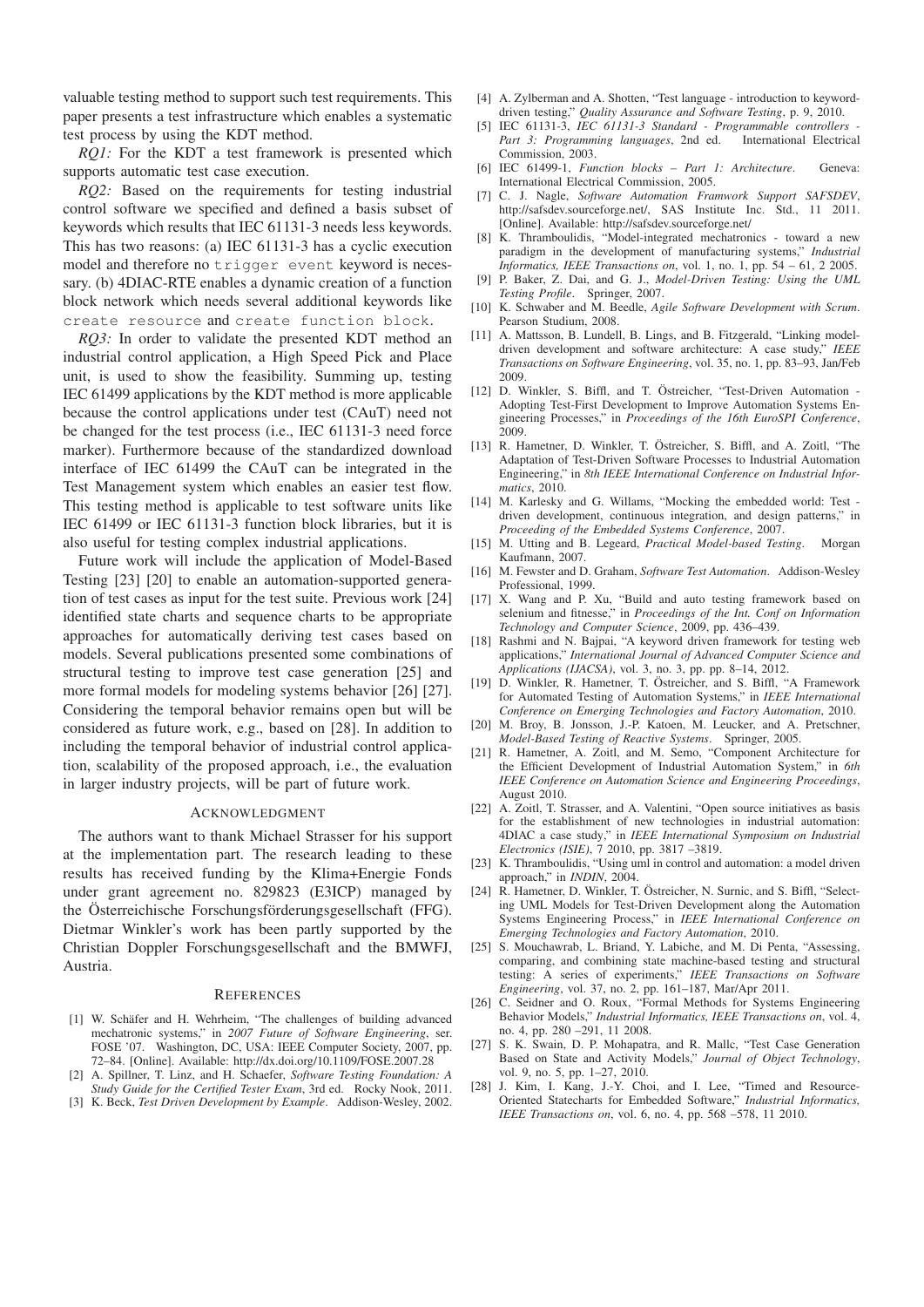valuable testing method to support such test requirements. This paper presents a test infrastructure which enables a systematic test process by using the KDT method.

*RQ1:* For the KDT a test framework is presented which supports automatic test case execution.

*RQ2:* Based on the requirements for testing industrial control software we specified and defined a basis subset of keywords which results that IEC 61131-3 needs less keywords. This has two reasons: (a) IEC 61131-3 has a cyclic execution model and therefore no `trigger event` keyword is necessary. (b) 4DIAC-RTE enables a dynamic creation of a function block network which needs several additional keywords like `create resource` and `create function block`.

*RQ3:* In order to validate the presented KDT method an industrial control application, a High Speed Pick and Place unit, is used to show the feasibility. Summing up, testing IEC 61499 applications by the KDT method is more applicable because the control applications under test (CAuT) need not be changed for the test process (i.e., IEC 61131-3 need force marker). Furthermore because of the standardized download interface of IEC 61499 the CAuT can be integrated in the Test Management system which enables an easier test flow. This testing method is applicable to test software units like IEC 61499 or IEC 61131-3 function block libraries, but it is also useful for testing complex industrial applications.

Future work will include the application of Model-Based Testing [23] [20] to enable an automation-supported generation of test cases as input for the test suite. Previous work [24] identified state charts and sequence charts to be appropriate approaches for automatically deriving test cases based on models. Several publications presented some combinations of structural testing to improve test case generation [25] and more formal models for modeling systems behavior [26] [27]. Considering the temporal behavior remains open but will be considered as future work, e.g., based on [28]. In addition to including the temporal behavior of industrial control application, scalability of the proposed approach, i.e., the evaluation in larger industry projects, will be part of future work.

## Acknowledgment

The authors want to thank Michael Strasser for his support at the implementation part. The research leading to these results has received funding by the Klima+Energie Fonds under grant agreement no. 829823 (E3ICP) managed by the Österreichische Forschungsförderungsgesellschaft (FFG). Dietmar Winkler's work has been partly supported by the Christian Doppler Forschungsgesellschaft and the BMWFJ, Austria.

## References

[1] W. Schäfer and H. Wehrheim, "The challenges of building advanced mechatronic systems," in *2007 Future of Software Engineering*, ser. FOSE '07. Washington, DC, USA: IEEE Computer Society, 2007, pp. 72–84. [Online]. Available: http://dx.doi.org/10.1109/FOSE.2007.28

[2] A. Spillner, T. Linz, and H. Schaefer, *Software Testing Foundation: A Study Guide for the Certified Tester Exam*, 3rd ed. Rocky Nook, 2011.

[3] K. Beck, *Test Driven Development by Example*. Addison-Wesley, 2002.

[4] A. Zylberman and A. Shotten, "Test language - introduction to keyword-driven testing," *Quality Assurance and Software Testing*, p. 9, 2010.

[5] IEC 61131-3, *IEC 61131-3 Standard - Programmable controllers - Part 3: Programming languages*, 2nd ed. International Electrical Commission, 2003.

[6] IEC 61499-1, *Function blocks – Part 1: Architecture*. Geneva: International Electrical Commission, 2005.

[7] C. J. Nagle, *Software Automation Framwork Support SAFSDEV*, http://safsdev.sourceforge.net/, SAS Institute Inc. Std., 11 2011. [Online]. Available: http://safsdev.sourceforge.net/

[8] K. Thramboulidis, "Model-integrated mechatronics - toward a new paradigm in the development of manufacturing systems," *Industrial Informatics, IEEE Transactions on*, vol. 1, no. 1, pp. 54 – 61, 2 2005.

[9] P. Baker, Z. Dai, and G. J., *Model-Driven Testing: Using the UML Testing Profile*. Springer, 2007.

[10] K. Schwaber and M. Beedle, *Agile Software Development with Scrum*. Pearson Studium, 2008.

[11] A. Mattsson, B. Lundell, B. Lings, and B. Fitzgerald, "Linking model-driven development and software architecture: A case study," *IEEE Transactions on Software Engineering*, vol. 35, no. 1, pp. 83–93, Jan/Feb 2009.

[12] D. Winkler, S. Biffl, and T. Östreicher, "Test-Driven Automation - Adopting Test-First Development to Improve Automation Systems Engineering Processes," in *Proceedings of the 16th EuroSPI Conference*, 2009.

[13] R. Hametner, D. Winkler, T. Östreicher, S. Biffl, and A. Zoitl, "The Adaptation of Test-Driven Software Processes to Industrial Automation Engineering," in *8th IEEE International Conference on Industrial Informatics*, 2010.

[14] M. Karlesky and G. Willams, "Mocking the embedded world: Test - driven development, continuous integration, and design patterns," in *Proceeding of the Embedded Systems Conference*, 2007.

[15] M. Utting and B. Legeard, *Practical Model-based Testing*. Morgan Kaufmann, 2007.

[16] M. Fewster and D. Graham, *Software Test Automation*. Addison-Wesley Professional, 1999.

[17] X. Wang and P. Xu, "Build and auto testing framework based on selenium and fitness," in *Proceedings of the Int. Conf on Information Technology and Computer Science*, 2009, pp. 436–439.

[18] Rashmi and N. Bajpai, "A keyword driven framework for testing web applications," *International Journal of Advanced Computer Science and Applications (IJACSA)*, vol. 3, no. 3, pp. pp. 8–14, 2012.

[19] D. Winkler, R. Hametner, T. Östreicher, and S. Biffl, "A Framework for Automated Testing of Automation Systems," in *IEEE International Conference on Emerging Technologies and Factory Automation*, 2010.

[20] M. Broy, B. Jonsson, J.-P. Katoen, M. Leucker, and A. Pretschner, *Model-Based Testing of Reactive Systems*. Springer, 2005.

[21] R. Hametner, A. Zoitl, and M. Semo, "Component Architecture for the Efficient Development of Industrial Automation System," in *6th IEEE Conference on Automation Science and Engineering Proceedings*, August 2010.

[22] A. Zoitl, T. Strasser, and A. Valentini, "Open source initiatives as basis for the establishment of new technologies in industrial automation: 4DIAC a case study," in *IEEE International Symposium on Industrial Electronics (ISIE)*, 7 2010, pp. 3817 –3819.

[23] K. Thramboulidis, "Using uml in control and automation: a model driven approach," in *INDIN*, 2004.

[24] R. Hametner, D. Winkler, T. Östreicher, N. Surnic, and S. Biffl, "Selecting UML Models for Test-Driven Development along the Automation Systems Engineering Process," in *IEEE International Conference on Emerging Technologies and Factory Automation*, 2010.

[25] S. Mouchawrab, L. Briand, Y. Labiche, and M. Di Penta, "Assessing, comparing, and combining state machine-based testing and structural testing: A series of experiments," *IEEE Transactions on Software Engineering*, vol. 37, no. 2, pp. 161–187, Mar/Apr 2011.

[26] C. Seidner and O. Roux, "Formal Methods for Systems Engineering Behavior Models," *Industrial Informatics, IEEE Transactions on*, vol. 4, no. 4, pp. 280 –291, 11 2008.

[27] S. K. Swain, D. P. Mohapatra, and R. Mallc, "Test Case Generation Based on State and Activity Models," *Journal of Object Technology*, vol. 9, no. 5, pp. 1–27, 2010.

[28] J. Kim, I. Kang, J.-Y. Choi, and I. Lee, "Timed and Resource-Oriented Statecharts for Embedded Software," *Industrial Informatics, IEEE Transactions on*, vol. 6, no. 4, pp. 568 –578, 11 2010.